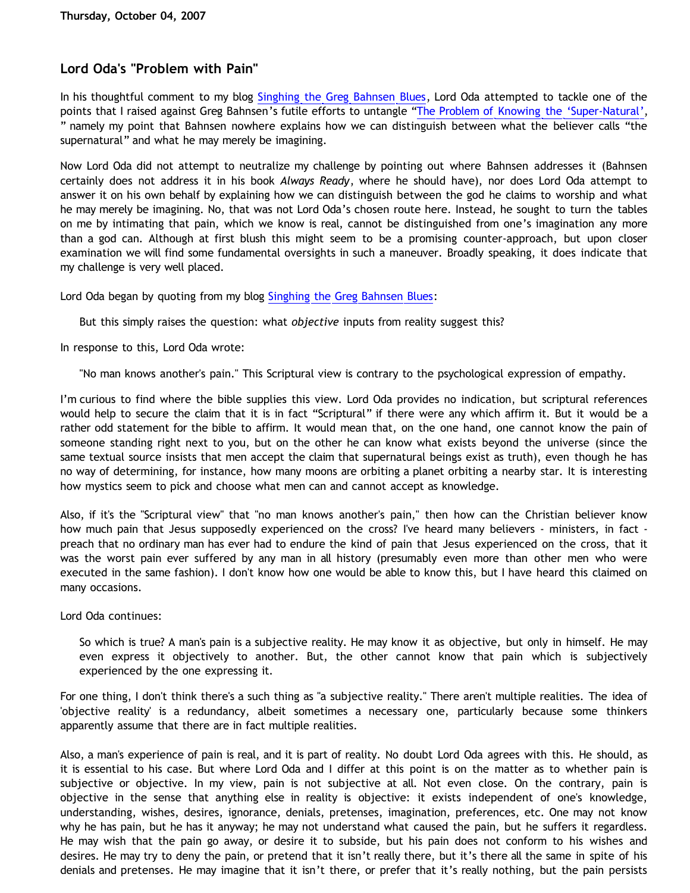Thursday, October 04, 2007

## Lord Oda's "Problem with Pain"

In his thoughtful comment to my blog Singhing the Greg Bahnsen Blues, Lord Oda attempted to tackle one of the points that I raised against Greg Bahnsen's futile efforts to untangle "The Problem of Knowing the 'Super-Natural'," namely my point that Bahnsen nowhere explains how we can distinguish between what the believer calls "the supernatural" and what he may merely be imagining.

Now Lord Oda did not attempt to neutralize my challenge by pointing out where Bahnsen addresses it (Bahnsen certainly does not address it in his book *Always Ready*, where he should have), nor does Lord Oda attempt to answer it on his own behalf by explaining how we can distinguish between the god he claims to worship and what he may merely be imagining. No, that was not Lord Oda's chosen route here. Instead, he sought to turn the tables on me by intimating that pain, which we know is real, cannot be distinguished from one's imagination any more than a god can. Although at first blush this might seem to be a promising counter-approach, but upon closer examination we will find some fundamental oversights in such a maneuver. Broadly speaking, it does indicate that my challenge is very well placed.

Lord Oda began by quoting from my blog Singhing the Greg Bahnsen Blues:

> But this simply raises the question: what *objective* inputs from reality suggest this?

In response to this, Lord Oda wrote:

> "No man knows another's pain." This Scriptural view is contrary to the psychological expression of empathy.

I'm curious to find where the bible supplies this view. Lord Oda provides no indication, but scriptural references would help to secure the claim that it is in fact "Scriptural" if there were any which affirm it. But it would be a rather odd statement for the bible to affirm. It would mean that, on the one hand, one cannot know the pain of someone standing right next to you, but on the other he can know what exists beyond the universe (since the same textual source insists that men accept the claim that supernatural beings exist as truth), even though he has no way of determining, for instance, how many moons are orbiting a planet orbiting a nearby star. It is interesting how mystics seem to pick and choose what men can and cannot accept as knowledge.

Also, if it's the "Scriptural view" that "no man knows another's pain," then how can the Christian believer know how much pain that Jesus supposedly experienced on the cross? I've heard many believers - ministers, in fact - preach that no ordinary man has ever had to endure the kind of pain that Jesus experienced on the cross, that it was the worst pain ever suffered by any man in all history (presumably even more than other men who were executed in the same fashion). I don't know how one would be able to know this, but I have heard this claimed on many occasions.

Lord Oda continues:

> So which is true? A man's pain is a subjective reality. He may know it as objective, but only in himself. He may even express it objectively to another. But, the other cannot know that pain which is subjectively experienced by the one expressing it.

For one thing, I don't think there's a such thing as "a subjective reality." There aren't multiple realities. The idea of 'objective reality' is a redundancy, albeit sometimes a necessary one, particularly because some thinkers apparently assume that there are in fact multiple realities.

Also, a man's experience of pain is real, and it is part of reality. No doubt Lord Oda agrees with this. He should, as it is essential to his case. But where Lord Oda and I differ at this point is on the matter as to whether pain is subjective or objective. In my view, pain is not subjective at all. Not even close. On the contrary, pain is objective in the sense that anything else in reality is objective: it exists independent of one's knowledge, understanding, wishes, desires, ignorance, denials, pretenses, imagination, preferences, etc. One may not know why he has pain, but he has it anyway; he may not understand what caused the pain, but he suffers it regardless. He may wish that the pain go away, or desire it to subside, but his pain does not conform to his wishes and desires. He may try to deny the pain, or pretend that it isn't really there, but it's there all the same in spite of his denials and pretenses. He may imagine that it isn't there, or prefer that it's really nothing, but the pain persists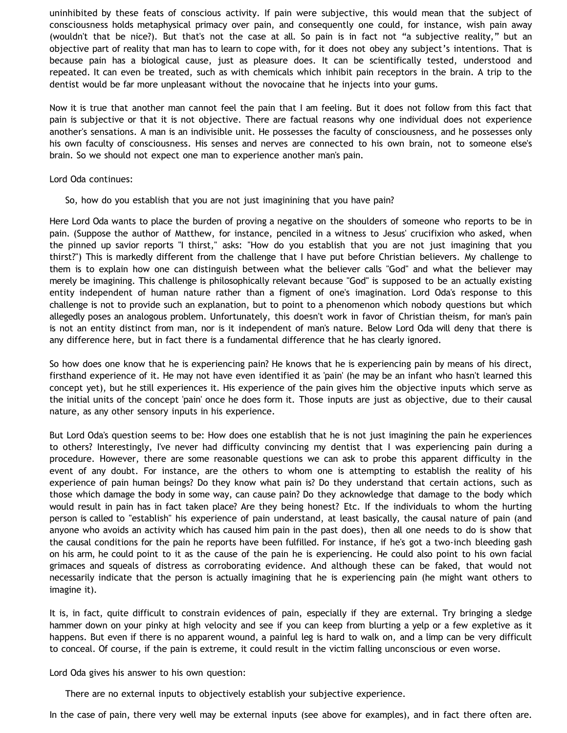uninhibited by these feats of conscious activity. If pain were subjective, this would mean that the subject of consciousness holds metaphysical primacy over pain, and consequently one could, for instance, wish pain away (wouldn't that be nice?). But that's not the case at all. So pain is in fact not "a subjective reality," but an objective part of reality that man has to learn to cope with, for it does not obey any subject's intentions. That is because pain has a biological cause, just as pleasure does. It can be scientifically tested, understood and repeated. It can even be treated, such as with chemicals which inhibit pain receptors in the brain. A trip to the dentist would be far more unpleasant without the novocaine that he injects into your gums.

Now it is true that another man cannot feel the pain that I am feeling. But it does not follow from this fact that pain is subjective or that it is not objective. There are factual reasons why one individual does not experience another's sensations. A man is an indivisible unit. He possesses the faculty of consciousness, and he possesses only his own faculty of consciousness. His senses and nerves are connected to his own brain, not to someone else's brain. So we should not expect one man to experience another man's pain.

Lord Oda continues:

> So, how do you establish that you are not just imaginining that you have pain?

Here Lord Oda wants to place the burden of proving a negative on the shoulders of someone who reports to be in pain. (Suppose the author of Matthew, for instance, penciled in a witness to Jesus' crucifixion who asked, when the pinned up savior reports "I thirst," asks: "How do you establish that you are not just imagining that you thirst?") This is markedly different from the challenge that I have put before Christian believers. My challenge to them is to explain how one can distinguish between what the believer calls "God" and what the believer may merely be imagining. This challenge is philosophically relevant because "God" is supposed to be an actually existing entity independent of human nature rather than a figment of one's imagination. Lord Oda's response to this challenge is not to provide such an explanation, but to point to a phenomenon which nobody questions but which allegedly poses an analogous problem. Unfortunately, this doesn't work in favor of Christian theism, for man's pain is not an entity distinct from man, nor is it independent of man's nature. Below Lord Oda will deny that there is any difference here, but in fact there is a fundamental difference that he has clearly ignored.

So how does one know that he is experiencing pain? He knows that he is experiencing pain by means of his direct, firsthand experience of it. He may not have even identified it as 'pain' (he may be an infant who hasn't learned this concept yet), but he still experiences it. His experience of the pain gives him the objective inputs which serve as the initial units of the concept 'pain' once he does form it. Those inputs are just as objective, due to their causal nature, as any other sensory inputs in his experience.

But Lord Oda's question seems to be: How does one establish that he is not just imagining the pain he experiences to others? Interestingly, I've never had difficulty convincing my dentist that I was experiencing pain during a procedure. However, there are some reasonable questions we can ask to probe this apparent difficulty in the event of any doubt. For instance, are the others to whom one is attempting to establish the reality of his experience of pain human beings? Do they know what pain is? Do they understand that certain actions, such as those which damage the body in some way, can cause pain? Do they acknowledge that damage to the body which would result in pain has in fact taken place? Are they being honest? Etc. If the individuals to whom the hurting person is called to "establish" his experience of pain understand, at least basically, the causal nature of pain (and anyone who avoids an activity which has caused him pain in the past does), then all one needs to do is show that the causal conditions for the pain he reports have been fulfilled. For instance, if he's got a two-inch bleeding gash on his arm, he could point to it as the cause of the pain he is experiencing. He could also point to his own facial grimaces and squeals of distress as corroborating evidence. And although these can be faked, that would not necessarily indicate that the person is actually imagining that he is experiencing pain (he might want others to imagine it).

It is, in fact, quite difficult to constrain evidences of pain, especially if they are external. Try bringing a sledge hammer down on your pinky at high velocity and see if you can keep from blurting a yelp or a few expletive as it happens. But even if there is no apparent wound, a painful leg is hard to walk on, and a limp can be very difficult to conceal. Of course, if the pain is extreme, it could result in the victim falling unconscious or even worse.

Lord Oda gives his answer to his own question:

> There are no external inputs to objectively establish your subjective experience.

In the case of pain, there very well may be external inputs (see above for examples), and in fact there often are.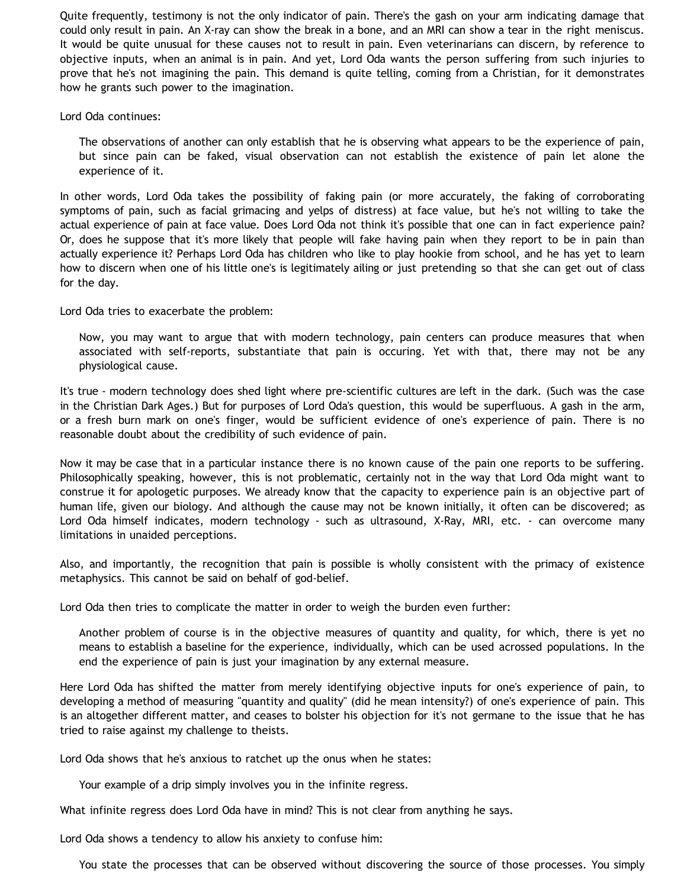Quite frequently, testimony is not the only indicator of pain. There's the gash on your arm indicating damage that could only result in pain. An X-ray can show the break in a bone, and an MRI can show a tear in the right meniscus. It would be quite unusual for these causes not to result in pain. Even veterinarians can discern, by reference to objective inputs, when an animal is in pain. And yet, Lord Oda wants the person suffering from such injuries to prove that he's not imagining the pain. This demand is quite telling, coming from a Christian, for it demonstrates how he grants such power to the imagination.

Lord Oda continues:

> The observations of another can only establish that he is observing what appears to be the experience of pain, but since pain can be faked, visual observation can not establish the existence of pain let alone the experience of it.

In other words, Lord Oda takes the possibility of faking pain (or more accurately, the faking of corroborating symptoms of pain, such as facial grimacing and yelps of distress) at face value, but he's not willing to take the actual experience of pain at face value. Does Lord Oda not think it's possible that one can in fact experience pain? Or, does he suppose that it's more likely that people will fake having pain when they report to be in pain than actually experience it? Perhaps Lord Oda has children who like to play hookie from school, and he has yet to learn how to discern when one of his little one's is legitimately ailing or just pretending so that she can get out of class for the day.

Lord Oda tries to exacerbate the problem:

> Now, you may want to argue that with modern technology, pain centers can produce measures that when associated with self-reports, substantiate that pain is occuring. Yet with that, there may not be any physiological cause.

It's true - modern technology does shed light where pre-scientific cultures are left in the dark. (Such was the case in the Christian Dark Ages.) But for purposes of Lord Oda's question, this would be superfluous. A gash in the arm, or a fresh burn mark on one's finger, would be sufficient evidence of one's experience of pain. There is no reasonable doubt about the credibility of such evidence of pain.

Now it may be case that in a particular instance there is no known cause of the pain one reports to be suffering. Philosophically speaking, however, this is not problematic, certainly not in the way that Lord Oda might want to construe it for apologetic purposes. We already know that the capacity to experience pain is an objective part of human life, given our biology. And although the cause may not be known initially, it often can be discovered; as Lord Oda himself indicates, modern technology - such as ultrasound, X-Ray, MRI, etc. - can overcome many limitations in unaided perceptions.

Also, and importantly, the recognition that pain is possible is wholly consistent with the primacy of existence metaphysics. This cannot be said on behalf of god-belief.

Lord Oda then tries to complicate the matter in order to weigh the burden even further:

> Another problem of course is in the objective measures of quantity and quality, for which, there is yet no means to establish a baseline for the experience, individually, which can be used acrossed populations. In the end the experience of pain is just your imagination by any external measure.

Here Lord Oda has shifted the matter from merely identifying objective inputs for one's experience of pain, to developing a method of measuring "quantity and quality" (did he mean intensity?) of one's experience of pain. This is an altogether different matter, and ceases to bolster his objection for it's not germane to the issue that he has tried to raise against my challenge to theists.

Lord Oda shows that he's anxious to ratchet up the onus when he states:

> Your example of a drip simply involves you in the infinite regress.

What infinite regress does Lord Oda have in mind? This is not clear from anything he says.

Lord Oda shows a tendency to allow his anxiety to confuse him:

> You state the processes that can be observed without discovering the source of those processes. You simply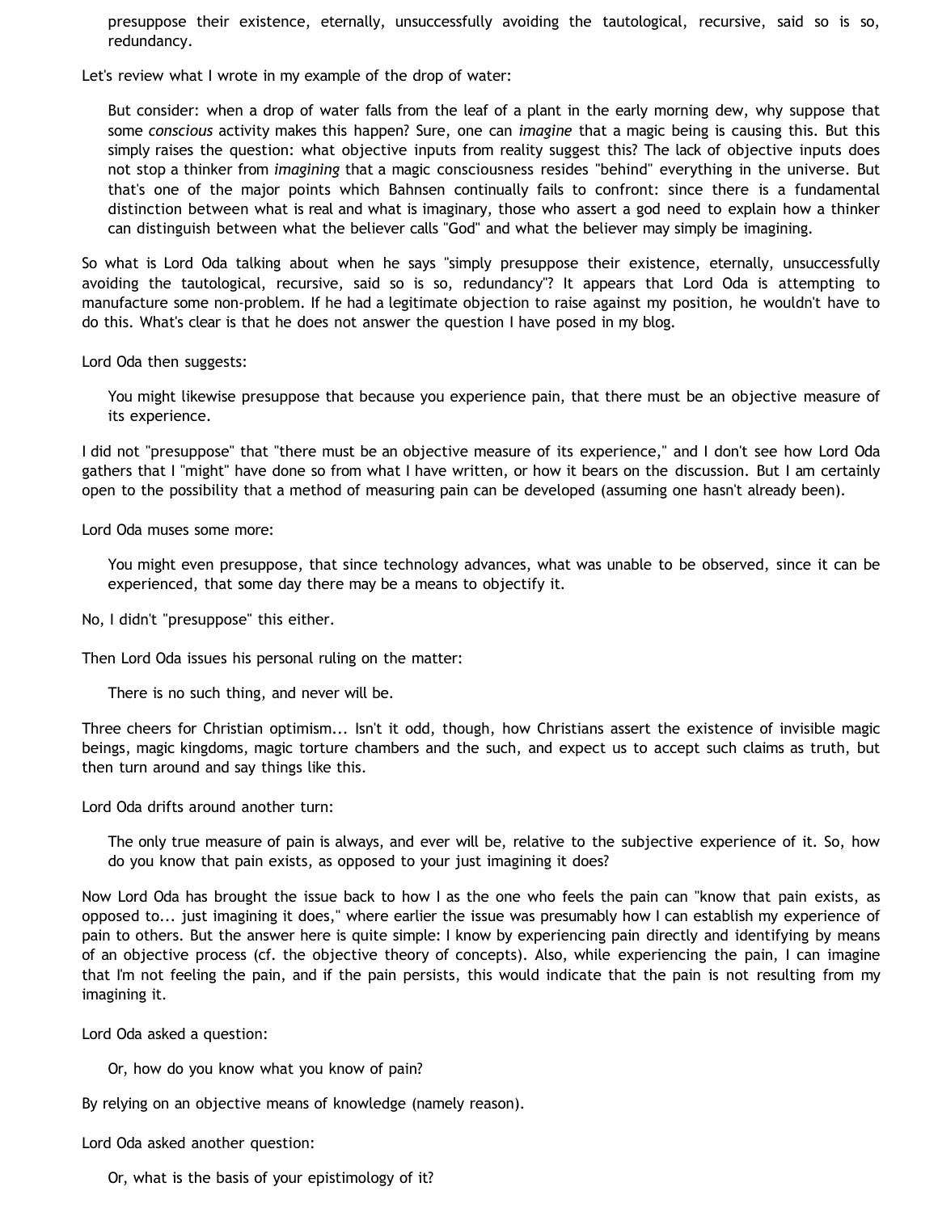> presuppose their existence, eternally, unsuccessfully avoiding the tautological, recursive, said so is so, redundancy.

Let's review what I wrote in my example of the drop of water:

> But consider: when a drop of water falls from the leaf of a plant in the early morning dew, why suppose that some *conscious* activity makes this happen? Sure, one can *imagine* that a magic being is causing this. But this simply raises the question: what objective inputs from reality suggest this? The lack of objective inputs does not stop a thinker from *imagining* that a magic consciousness resides "behind" everything in the universe. But that's one of the major points which Bahnsen continually fails to confront: since there is a fundamental distinction between what is real and what is imaginary, those who assert a god need to explain how a thinker can distinguish between what the believer calls "God" and what the believer may simply be imagining.

So what is Lord Oda talking about when he says "simply presuppose their existence, eternally, unsuccessfully avoiding the tautological, recursive, said so is so, redundancy"? It appears that Lord Oda is attempting to manufacture some non-problem. If he had a legitimate objection to raise against my position, he wouldn't have to do this. What's clear is that he does not answer the question I have posed in my blog.

Lord Oda then suggests:

> You might likewise presuppose that because you experience pain, that there must be an objective measure of its experience.

I did not "presuppose" that "there must be an objective measure of its experience," and I don't see how Lord Oda gathers that I "might" have done so from what I have written, or how it bears on the discussion. But I am certainly open to the possibility that a method of measuring pain can be developed (assuming one hasn't already been).

Lord Oda muses some more:

> You might even presuppose, that since technology advances, what was unable to be observed, since it can be experienced, that some day there may be a means to objectify it.

No, I didn't "presuppose" this either.

Then Lord Oda issues his personal ruling on the matter:

> There is no such thing, and never will be.

Three cheers for Christian optimism... Isn't it odd, though, how Christians assert the existence of invisible magic beings, magic kingdoms, magic torture chambers and the such, and expect us to accept such claims as truth, but then turn around and say things like this.

Lord Oda drifts around another turn:

> The only true measure of pain is always, and ever will be, relative to the subjective experience of it. So, how do you know that pain exists, as opposed to your just imagining it does?

Now Lord Oda has brought the issue back to how I as the one who feels the pain can "know that pain exists, as opposed to... just imagining it does," where earlier the issue was presumably how I can establish my experience of pain to others. But the answer here is quite simple: I know by experiencing pain directly and identifying by means of an objective process (cf. the objective theory of concepts). Also, while experiencing the pain, I can imagine that I'm not feeling the pain, and if the pain persists, this would indicate that the pain is not resulting from my imagining it.

Lord Oda asked a question:

> Or, how do you know what you know of pain?

By relying on an objective means of knowledge (namely reason).

Lord Oda asked another question:

> Or, what is the basis of your epistimology of it?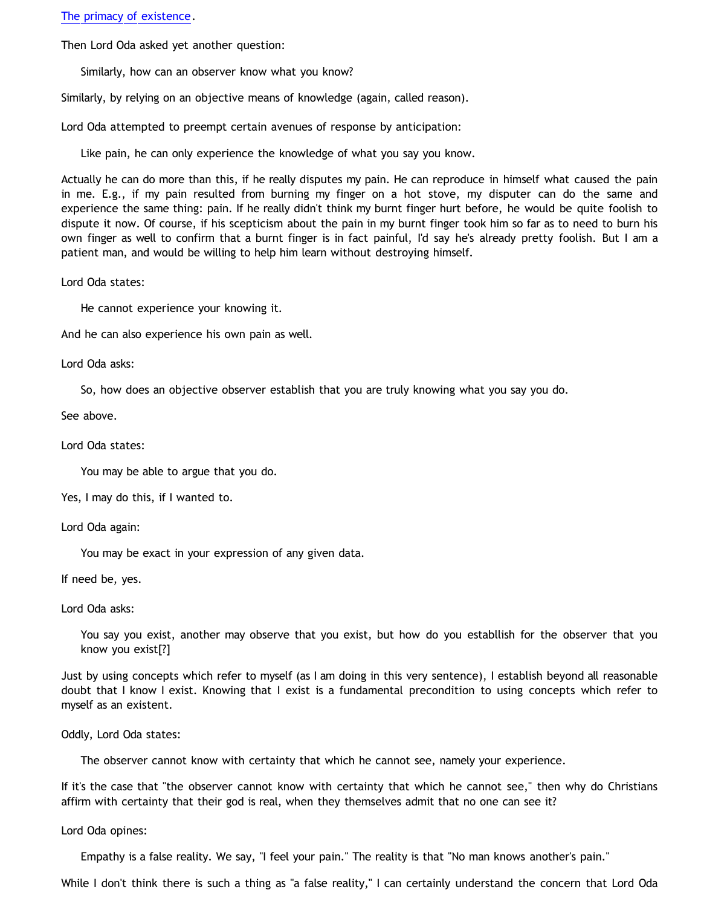[The primacy of existence](#).

Then Lord Oda asked yet another question:

> Similarly, how can an observer know what you know?

Similarly, by relying on an objective means of knowledge (again, called reason).

Lord Oda attempted to preempt certain avenues of response by anticipation:

> Like pain, he can only experience the knowledge of what you say you know.

Actually he can do more than this, if he really disputes my pain. He can reproduce in himself what caused the pain in me. E.g., if my pain resulted from burning my finger on a hot stove, my disputer can do the same and experience the same thing: pain. If he really didn't think my burnt finger hurt before, he would be quite foolish to dispute it now. Of course, if his scepticism about the pain in my burnt finger took him so far as to need to burn his own finger as well to confirm that a burnt finger is in fact painful, I'd say he's already pretty foolish. But I am a patient man, and would be willing to help him learn without destroying himself.

Lord Oda states:

> He cannot experience your knowing it.

And he can also experience his own pain as well.

Lord Oda asks:

> So, how does an objective observer establish that you are truly knowing what you say you do.

See above.

Lord Oda states:

> You may be able to argue that you do.

Yes, I may do this, if I wanted to.

Lord Oda again:

> You may be exact in your expression of any given data.

If need be, yes.

Lord Oda asks:

> You say you exist, another may observe that you exist, but how do you establlish for the observer that you know you exist[?]

Just by using concepts which refer to myself (as I am doing in this very sentence), I establish beyond all reasonable doubt that I know I exist. Knowing that I exist is a fundamental precondition to using concepts which refer to myself as an existent.

Oddly, Lord Oda states:

> The observer cannot know with certainty that which he cannot see, namely your experience.

If it's the case that "the observer cannot know with certainty that which he cannot see," then why do Christians affirm with certainty that their god is real, when they themselves admit that no one can see it?

Lord Oda opines:

> Empathy is a false reality. We say, "I feel your pain." The reality is that "No man knows another's pain."

While I don't think there is such a thing as "a false reality," I can certainly understand the concern that Lord Oda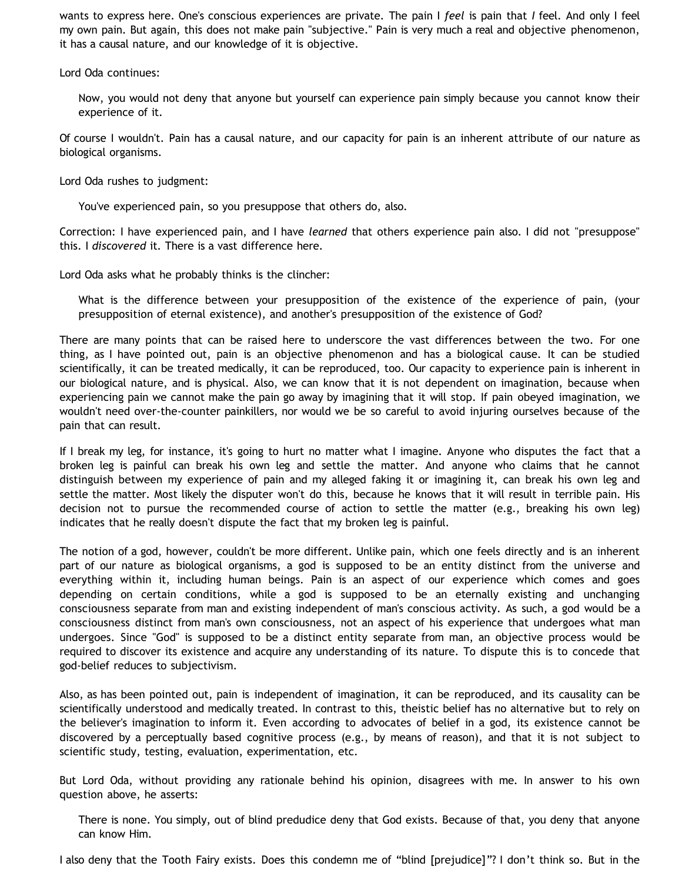wants to express here. One's conscious experiences are private. The pain I *feel* is pain that *I* feel. And only I feel my own pain. But again, this does not make pain "subjective." Pain is very much a real and objective phenomenon, it has a causal nature, and our knowledge of it is objective.

Lord Oda continues:

> Now, you would not deny that anyone but yourself can experience pain simply because you cannot know their experience of it.

Of course I wouldn't. Pain has a causal nature, and our capacity for pain is an inherent attribute of our nature as biological organisms.

Lord Oda rushes to judgment:

> You've experienced pain, so you presuppose that others do, also.

Correction: I have experienced pain, and I have *learned* that others experience pain also. I did not "presuppose" this. I *discovered* it. There is a vast difference here.

Lord Oda asks what he probably thinks is the clincher:

> What is the difference between your presupposition of the existence of the experience of pain, (your presupposition of eternal existence), and another's presupposition of the existence of God?

There are many points that can be raised here to underscore the vast differences between the two. For one thing, as I have pointed out, pain is an objective phenomenon and has a biological cause. It can be studied scientifically, it can be treated medically, it can be reproduced, too. Our capacity to experience pain is inherent in our biological nature, and is physical. Also, we can know that it is not dependent on imagination, because when experiencing pain we cannot make the pain go away by imagining that it will stop. If pain obeyed imagination, we wouldn't need over-the-counter painkillers, nor would we be so careful to avoid injuring ourselves because of the pain that can result.

If I break my leg, for instance, it's going to hurt no matter what I imagine. Anyone who disputes the fact that a broken leg is painful can break his own leg and settle the matter. And anyone who claims that he cannot distinguish between my experience of pain and my alleged faking it or imagining it, can break his own leg and settle the matter. Most likely the disputer won't do this, because he knows that it will result in terrible pain. His decision not to pursue the recommended course of action to settle the matter (e.g., breaking his own leg) indicates that he really doesn't dispute the fact that my broken leg is painful.

The notion of a god, however, couldn't be more different. Unlike pain, which one feels directly and is an inherent part of our nature as biological organisms, a god is supposed to be an entity distinct from the universe and everything within it, including human beings. Pain is an aspect of our experience which comes and goes depending on certain conditions, while a god is supposed to be an eternally existing and unchanging consciousness separate from man and existing independent of man's conscious activity. As such, a god would be a consciousness distinct from man's own consciousness, not an aspect of his experience that undergoes what man undergoes. Since "God" is supposed to be a distinct entity separate from man, an objective process would be required to discover its existence and acquire any understanding of its nature. To dispute this is to concede that god-belief reduces to subjectivism.

Also, as has been pointed out, pain is independent of imagination, it can be reproduced, and its causality can be scientifically understood and medically treated. In contrast to this, theistic belief has no alternative but to rely on the believer's imagination to inform it. Even according to advocates of belief in a god, its existence cannot be discovered by a perceptually based cognitive process (e.g., by means of reason), and that it is not subject to scientific study, testing, evaluation, experimentation, etc.

But Lord Oda, without providing any rationale behind his opinion, disagrees with me. In answer to his own question above, he asserts:

> There is none. You simply, out of blind predudice deny that God exists. Because of that, you deny that anyone can know Him.

I also deny that the Tooth Fairy exists. Does this condemn me of "blind [prejudice]"? I don't think so. But in the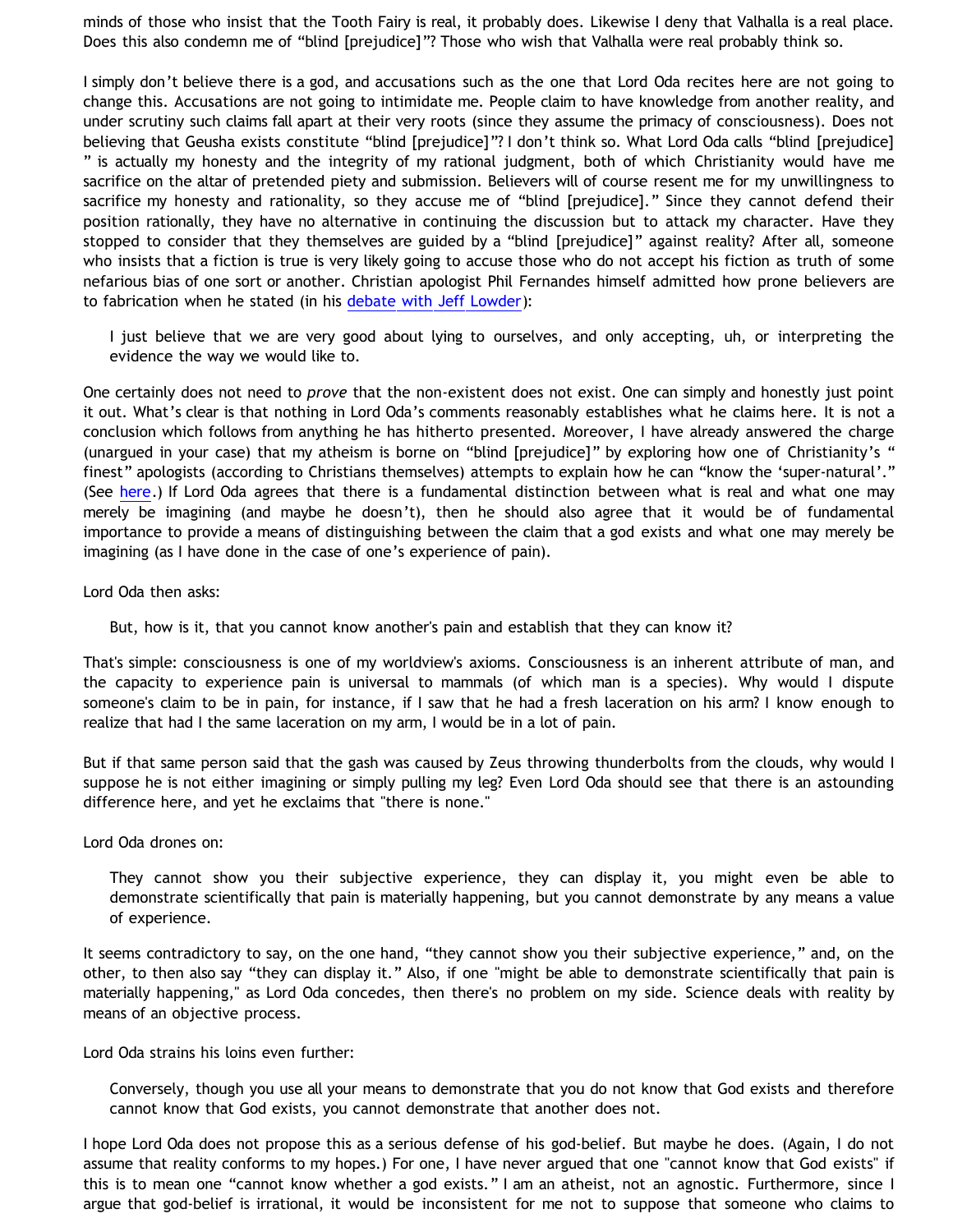minds of those who insist that the Tooth Fairy is real, it probably does. Likewise I deny that Valhalla is a real place. Does this also condemn me of “blind [prejudice]”? Those who wish that Valhalla were real probably think so.

I simply don’t believe there is a god, and accusations such as the one that Lord Oda recites here are not going to change this. Accusations are not going to intimidate me. People claim to have knowledge from another reality, and under scrutiny such claims fall apart at their very roots (since they assume the primacy of consciousness). Does not believing that Geusha exists constitute “blind [prejudice]”? I don’t think so. What Lord Oda calls “blind [prejudice]” is actually my honesty and the integrity of my rational judgment, both of which Christianity would have me sacrifice on the altar of pretended piety and submission. Believers will of course resent me for my unwillingness to sacrifice my honesty and rationality, so they accuse me of “blind [prejudice].” Since they cannot defend their position rationally, they have no alternative in continuing the discussion but to attack my character. Have they stopped to consider that they themselves are guided by a “blind [prejudice]” against reality? After all, someone who insists that a fiction is true is very likely going to accuse those who do not accept his fiction as truth of some nefarious bias of one sort or another. Christian apologist Phil Fernandes himself admitted how prone believers are to fabrication when he stated (in his debate with Jeff Lowder):

> I just believe that we are very good about lying to ourselves, and only accepting, uh, or interpreting the evidence the way we would like to.

One certainly does not need to *prove* that the non-existent does not exist. One can simply and honestly just point it out. What’s clear is that nothing in Lord Oda’s comments reasonably establishes what he claims here. It is not a conclusion which follows from anything he has hitherto presented. Moreover, I have already answered the charge (unargued in your case) that my atheism is borne on “blind [prejudice]” by exploring how one of Christianity’s “finest” apologists (according to Christians themselves) attempts to explain how he can “know the ‘super-natural’.” (See here.) If Lord Oda agrees that there is a fundamental distinction between what is real and what one may merely be imagining (and maybe he doesn’t), then he should also agree that it would be of fundamental importance to provide a means of distinguishing between the claim that a god exists and what one may merely be imagining (as I have done in the case of one’s experience of pain).

Lord Oda then asks:

> But, how is it, that you cannot know another's pain and establish that they can know it?

That's simple: consciousness is one of my worldview's axioms. Consciousness is an inherent attribute of man, and the capacity to experience pain is universal to mammals (of which man is a species). Why would I dispute someone's claim to be in pain, for instance, if I saw that he had a fresh laceration on his arm? I know enough to realize that had I the same laceration on my arm, I would be in a lot of pain.

But if that same person said that the gash was caused by Zeus throwing thunderbolts from the clouds, why would I suppose he is not either imagining or simply pulling my leg? Even Lord Oda should see that there is an astounding difference here, and yet he exclaims that "there is none."

Lord Oda drones on:

> They cannot show you their subjective experience, they can display it, you might even be able to demonstrate scientifically that pain is materially happening, but you cannot demonstrate by any means a value of experience.

It seems contradictory to say, on the one hand, “they cannot show you their subjective experience,” and, on the other, to then also say “they can display it.” Also, if one "might be able to demonstrate scientifically that pain is materially happening," as Lord Oda concedes, then there's no problem on my side. Science deals with reality by means of an objective process.

Lord Oda strains his loins even further:

> Conversely, though you use all your means to demonstrate that you do not know that God exists and therefore cannot know that God exists, you cannot demonstrate that another does not.

I hope Lord Oda does not propose this as a serious defense of his god-belief. But maybe he does. (Again, I do not assume that reality conforms to my hopes.) For one, I have never argued that one "cannot know that God exists" if this is to mean one “cannot know whether a god exists.” I am an atheist, not an agnostic. Furthermore, since I argue that god-belief is irrational, it would be inconsistent for me not to suppose that someone who claims to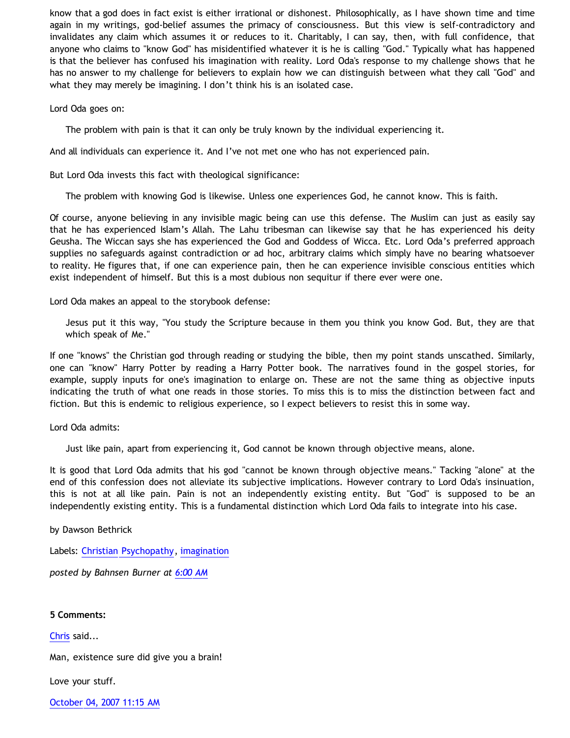know that a god does in fact exist is either irrational or dishonest. Philosophically, as I have shown time and time again in my writings, god-belief assumes the primacy of consciousness. But this view is self-contradictory and invalidates any claim which assumes it or reduces to it. Charitably, I can say, then, with full confidence, that anyone who claims to "know God" has misidentified whatever it is he is calling "God." Typically what has happened is that the believer has confused his imagination with reality. Lord Oda's response to my challenge shows that he has no answer to my challenge for believers to explain how we can distinguish between what they call "God" and what they may merely be imagining. I don't think his is an isolated case.

Lord Oda goes on:

> The problem with pain is that it can only be truly known by the individual experiencing it.

And all individuals can experience it. And I've not met one who has not experienced pain.

But Lord Oda invests this fact with theological significance:

> The problem with knowing God is likewise. Unless one experiences God, he cannot know. This is faith.

Of course, anyone believing in any invisible magic being can use this defense. The Muslim can just as easily say that he has experienced Islam's Allah. The Lahu tribesman can likewise say that he has experienced his deity Geusha. The Wiccan says she has experienced the God and Goddess of Wicca. Etc. Lord Oda's preferred approach supplies no safeguards against contradiction or ad hoc, arbitrary claims which simply have no bearing whatsoever to reality. He figures that, if one can experience pain, then he can experience invisible conscious entities which exist independent of himself. But this is a most dubious non sequitur if there ever were one.

Lord Oda makes an appeal to the storybook defense:

> Jesus put it this way, "You study the Scripture because in them you think you know God. But, they are that which speak of Me."

If one "knows" the Christian god through reading or studying the bible, then my point stands unscathed. Similarly, one can "know" Harry Potter by reading a Harry Potter book. The narratives found in the gospel stories, for example, supply inputs for one's imagination to enlarge on. These are not the same thing as objective inputs indicating the truth of what one reads in those stories. To miss this is to miss the distinction between fact and fiction. But this is endemic to religious experience, so I expect believers to resist this in some way.

Lord Oda admits:

> Just like pain, apart from experiencing it, God cannot be known through objective means, alone.

It is good that Lord Oda admits that his god "cannot be known through objective means." Tacking "alone" at the end of this confession does not alleviate its subjective implications. However contrary to Lord Oda's insinuation, this is not at all like pain. Pain is not an independently existing entity. But "God" is supposed to be an independently existing entity. This is a fundamental distinction which Lord Oda fails to integrate into his case.

by Dawson Bethrick

Labels: Christian Psychopathy, imagination

*posted by Bahnsen Burner at 6:00 AM*

**5 Comments:**

Chris said...

Man, existence sure did give you a brain!

Love your stuff.

October 04, 2007 11:15 AM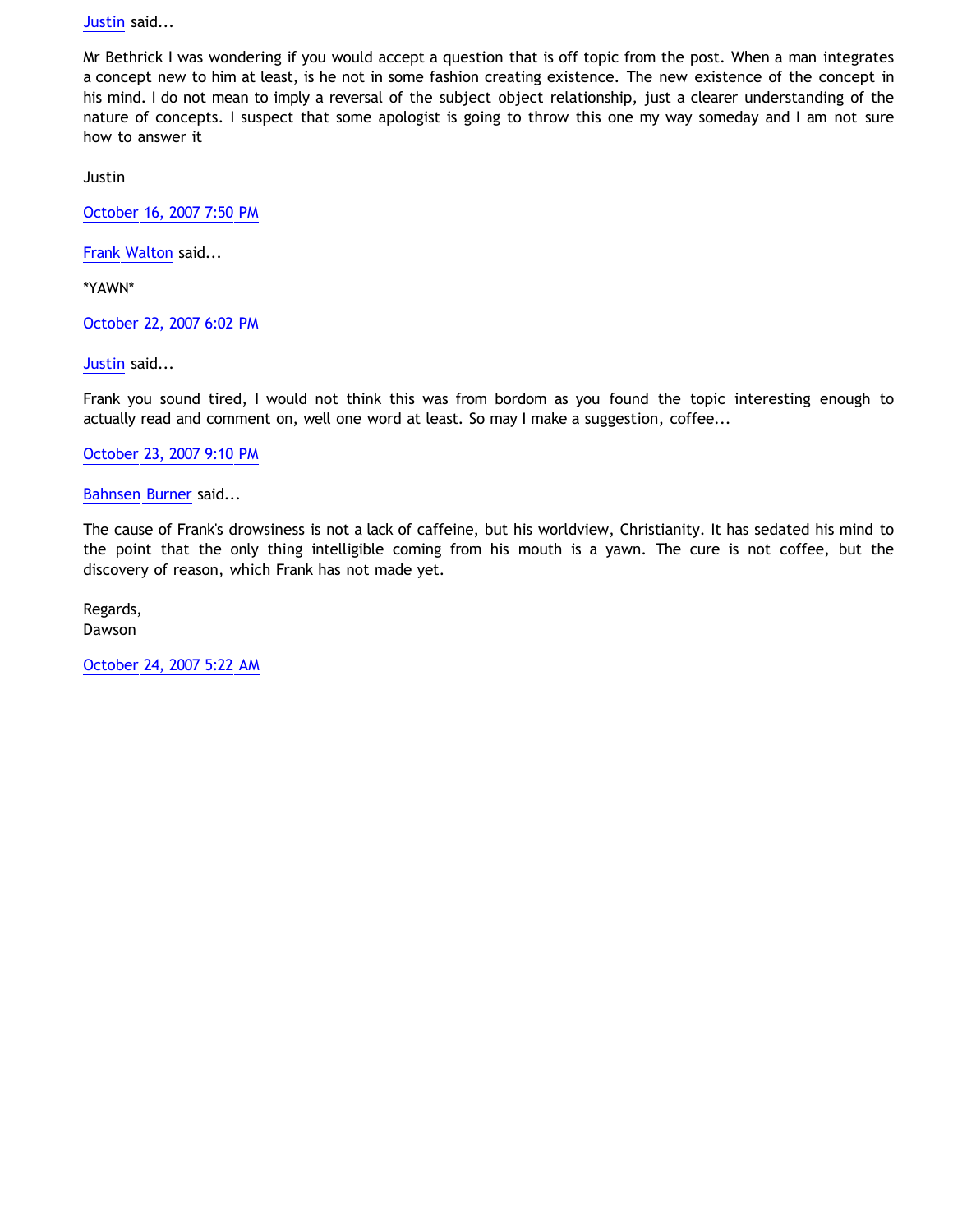Justin said...

Mr Bethrick I was wondering if you would accept a question that is off topic from the post. When a man integrates a concept new to him at least, is he not in some fashion creating existence. The new existence of the concept in his mind. I do not mean to imply a reversal of the subject object relationship, just a clearer understanding of the nature of concepts. I suspect that some apologist is going to throw this one my way someday and I am not sure how to answer it

Justin

October 16, 2007 7:50 PM

Frank Walton said...

*YAWN*

October 22, 2007 6:02 PM

Justin said...

Frank you sound tired, I would not think this was from bordom as you found the topic interesting enough to actually read and comment on, well one word at least. So may I make a suggestion, coffee...

October 23, 2007 9:10 PM

Bahnsen Burner said...

The cause of Frank's drowsiness is not a lack of caffeine, but his worldview, Christianity. It has sedated his mind to the point that the only thing intelligible coming from his mouth is a yawn. The cure is not coffee, but the discovery of reason, which Frank has not made yet.

Regards,
Dawson

October 24, 2007 5:22 AM